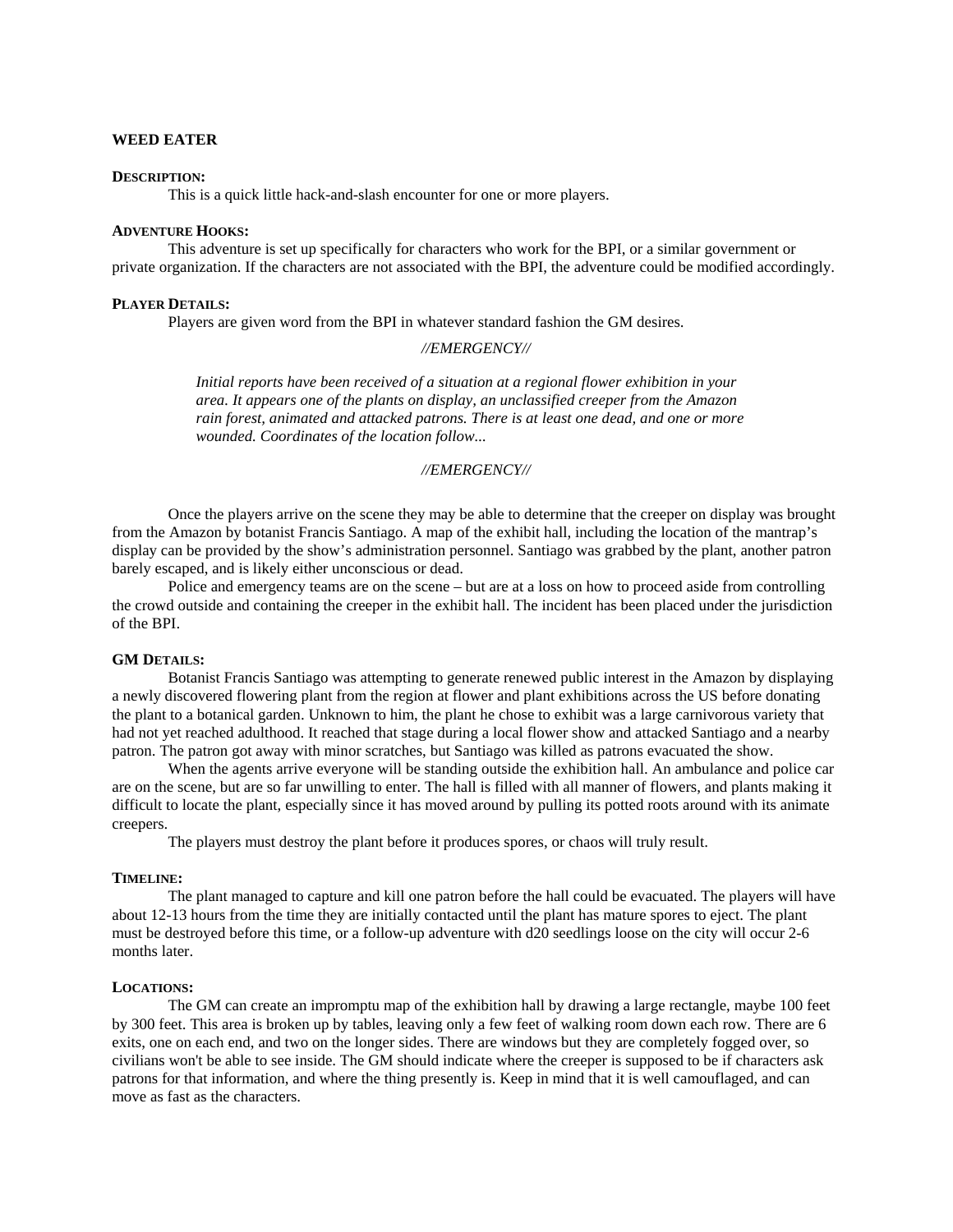# WEED EATER

**DESCRIPTION:**

This is a quick little hack-and-slash encounter for one or more players.

**ADVENTURE HOOKS:**

This adventure is set up specifically for characters who work for the BPI, or a similar government or private organization. If the characters are not associated with the BPI, the adventure could be modified accordingly.

**PLAYER DETAILS:**

Players are given word from the BPI in whatever standard fashion the GM desires.

*//EMERGENCY//*

> *Initial reports have been received of a situation at a regional flower exhibition in your area. It appears one of the plants on display, an unclassified creeper from the Amazon rain forest, animated and attacked patrons. There is at least one dead, and one or more wounded. Coordinates of the location follow...*

*//EMERGENCY//*

Once the players arrive on the scene they may be able to determine that the creeper on display was brought from the Amazon by botanist Francis Santiago. A map of the exhibit hall, including the location of the mantrap's display can be provided by the show's administration personnel. Santiago was grabbed by the plant, another patron barely escaped, and is likely either unconscious or dead.

Police and emergency teams are on the scene – but are at a loss on how to proceed aside from controlling the crowd outside and containing the creeper in the exhibit hall. The incident has been placed under the jurisdiction of the BPI.

**GM DETAILS:**

Botanist Francis Santiago was attempting to generate renewed public interest in the Amazon by displaying a newly discovered flowering plant from the region at flower and plant exhibitions across the US before donating the plant to a botanical garden. Unknown to him, the plant he chose to exhibit was a large carnivorous variety that had not yet reached adulthood. It reached that stage during a local flower show and attacked Santiago and a nearby patron. The patron got away with minor scratches, but Santiago was killed as patrons evacuated the show.

When the agents arrive everyone will be standing outside the exhibition hall. An ambulance and police car are on the scene, but are so far unwilling to enter. The hall is filled with all manner of flowers, and plants making it difficult to locate the plant, especially since it has moved around by pulling its potted roots around with its animate creepers.

The players must destroy the plant before it produces spores, or chaos will truly result.

**TIMELINE:**

The plant managed to capture and kill one patron before the hall could be evacuated. The players will have about 12-13 hours from the time they are initially contacted until the plant has mature spores to eject. The plant must be destroyed before this time, or a follow-up adventure with d20 seedlings loose on the city will occur 2-6 months later.

**LOCATIONS:**

The GM can create an impromptu map of the exhibition hall by drawing a large rectangle, maybe 100 feet by 300 feet. This area is broken up by tables, leaving only a few feet of walking room down each row. There are 6 exits, one on each end, and two on the longer sides. There are windows but they are completely fogged over, so civilians won't be able to see inside. The GM should indicate where the creeper is supposed to be if characters ask patrons for that information, and where the thing presently is. Keep in mind that it is well camouflaged, and can move as fast as the characters.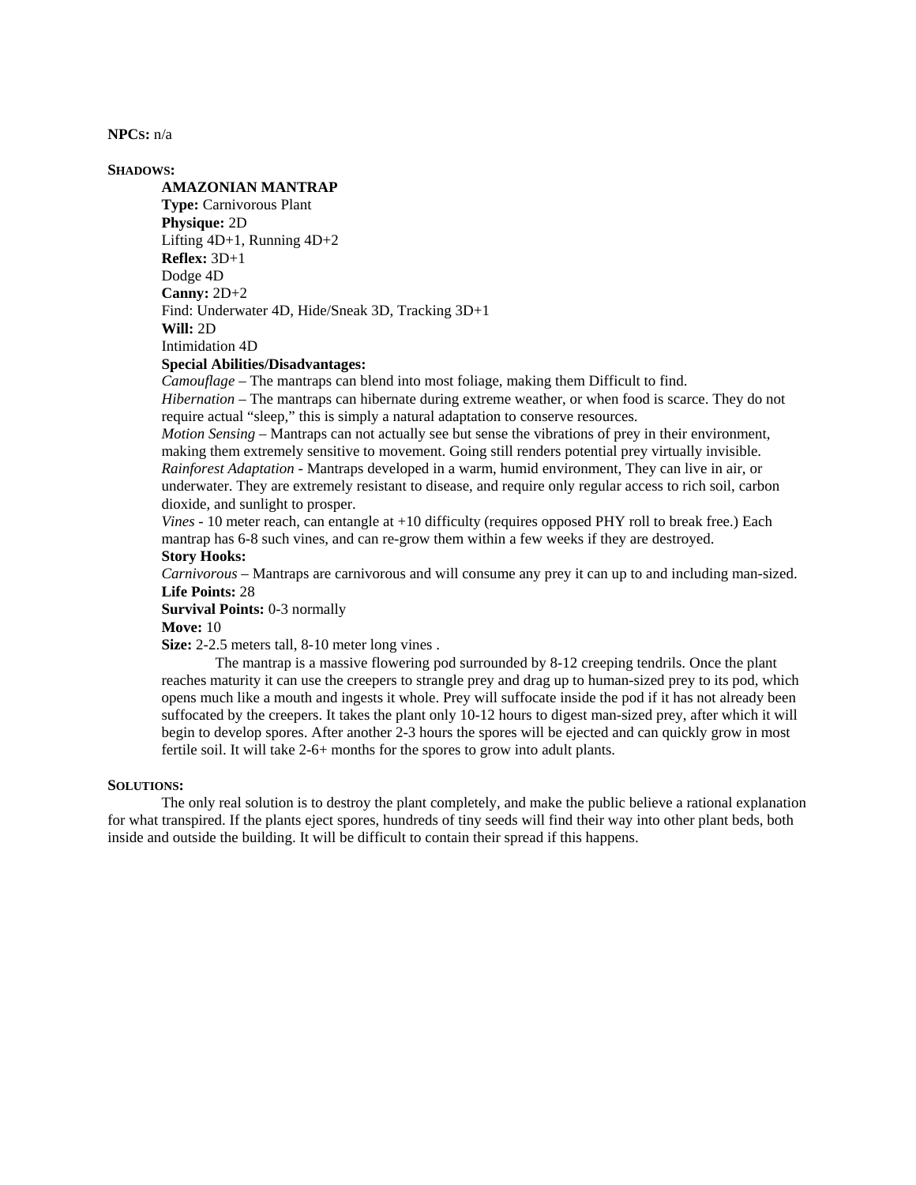**NPCs:** n/a

**SHADOWS:**

**AMAZONIAN MANTRAP**
**Type:** Carnivorous Plant
**Physique:** 2D
Lifting 4D+1, Running 4D+2
**Reflex:** 3D+1
Dodge 4D
**Canny:** 2D+2
Find: Underwater 4D, Hide/Sneak 3D, Tracking 3D+1
**Will:** 2D
Intimidation 4D
**Special Abilities/Disadvantages:**
*Camouflage* – The mantraps can blend into most foliage, making them Difficult to find.
*Hibernation* – The mantraps can hibernate during extreme weather, or when food is scarce. They do not require actual "sleep," this is simply a natural adaptation to conserve resources.
*Motion Sensing* – Mantraps can not actually see but sense the vibrations of prey in their environment, making them extremely sensitive to movement. Going still renders potential prey virtually invisible.
*Rainforest Adaptation* - Mantraps developed in a warm, humid environment, They can live in air, or underwater. They are extremely resistant to disease, and require only regular access to rich soil, carbon dioxide, and sunlight to prosper.
*Vines* - 10 meter reach, can entangle at +10 difficulty (requires opposed PHY roll to break free.) Each mantrap has 6-8 such vines, and can re-grow them within a few weeks if they are destroyed.
**Story Hooks:**
*Carnivorous* – Mantraps are carnivorous and will consume any prey it can up to and including man-sized.
**Life Points:** 28
**Survival Points:** 0-3 normally
**Move:** 10
**Size:** 2-2.5 meters tall, 8-10 meter long vines .

The mantrap is a massive flowering pod surrounded by 8-12 creeping tendrils. Once the plant reaches maturity it can use the creepers to strangle prey and drag up to human-sized prey to its pod, which opens much like a mouth and ingests it whole. Prey will suffocate inside the pod if it has not already been suffocated by the creepers. It takes the plant only 10-12 hours to digest man-sized prey, after which it will begin to develop spores. After another 2-3 hours the spores will be ejected and can quickly grow in most fertile soil. It will take 2-6+ months for the spores to grow into adult plants.

**SOLUTIONS:**

The only real solution is to destroy the plant completely, and make the public believe a rational explanation for what transpired. If the plants eject spores, hundreds of tiny seeds will find their way into other plant beds, both inside and outside the building. It will be difficult to contain their spread if this happens.